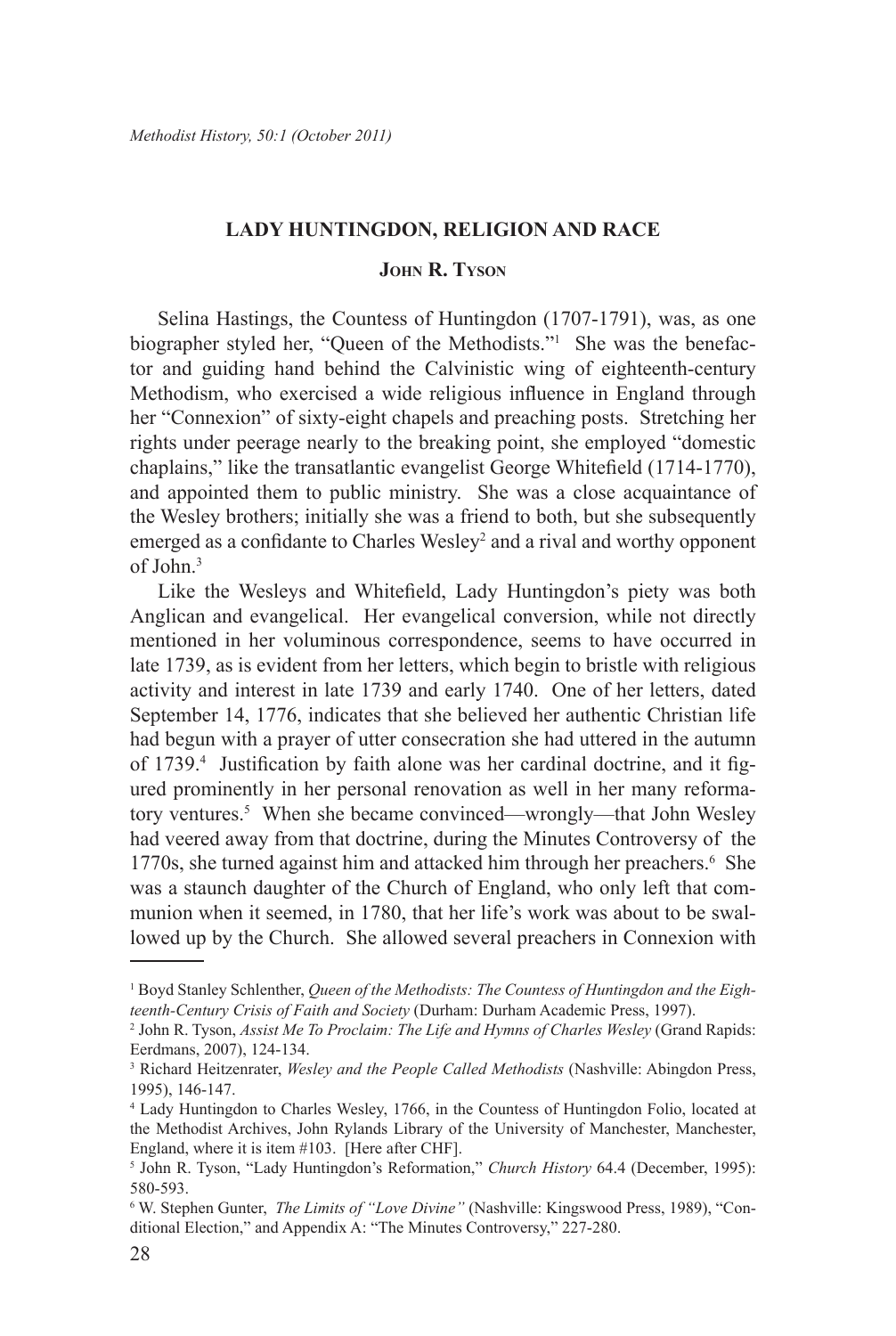# LADY HUNTINGDON, RELIGION AND RACE

### John R. Tyson

Selina Hastings, the Countess of Huntingdon (1707-1791), was, as one biographer styled her, "Queen of the Methodists."[1] She was the benefactor and guiding hand behind the Calvinistic wing of eighteenth-century Methodism, who exercised a wide religious influence in England through her "Connexion" of sixty-eight chapels and preaching posts. Stretching her rights under peerage nearly to the breaking point, she employed "domestic chaplains," like the transatlantic evangelist George Whitefield (1714-1770), and appointed them to public ministry. She was a close acquaintance of the Wesley brothers; initially she was a friend to both, but she subsequently emerged as a confidante to Charles Wesley[2] and a rival and worthy opponent of John.[3]

Like the Wesleys and Whitefield, Lady Huntingdon's piety was both Anglican and evangelical. Her evangelical conversion, while not directly mentioned in her voluminous correspondence, seems to have occurred in late 1739, as is evident from her letters, which begin to bristle with religious activity and interest in late 1739 and early 1740. One of her letters, dated September 14, 1776, indicates that she believed her authentic Christian life had begun with a prayer of utter consecration she had uttered in the autumn of 1739.[4] Justification by faith alone was her cardinal doctrine, and it figured prominently in her personal renovation as well in her many reformatory ventures.[5] When she became convinced—wrongly—that John Wesley had veered away from that doctrine, during the Minutes Controversy of the 1770s, she turned against him and attacked him through her preachers.[6] She was a staunch daughter of the Church of England, who only left that communion when it seemed, in 1780, that her life's work was about to be swallowed up by the Church. She allowed several preachers in Connexion with

---

[1] Boyd Stanley Schlenther, *Queen of the Methodists: The Countess of Huntingdon and the Eighteenth-Century Crisis of Faith and Society* (Durham: Durham Academic Press, 1997).

[2] John R. Tyson, *Assist Me To Proclaim: The Life and Hymns of Charles Wesley* (Grand Rapids: Eerdmans, 2007), 124-134.

[3] Richard Heitzenrater, *Wesley and the People Called Methodists* (Nashville: Abingdon Press, 1995), 146-147.

[4] Lady Huntingdon to Charles Wesley, 1766, in the Countess of Huntingdon Folio, located at the Methodist Archives, John Rylands Library of the University of Manchester, Manchester, England, where it is item #103. [Here after CHF].

[5] John R. Tyson, "Lady Huntingdon's Reformation," *Church History* 64.4 (December, 1995): 580-593.

[6] W. Stephen Gunter, *The Limits of "Love Divine"* (Nashville: Kingswood Press, 1989), "Conditional Election," and Appendix A: "The Minutes Controversy," 227-280.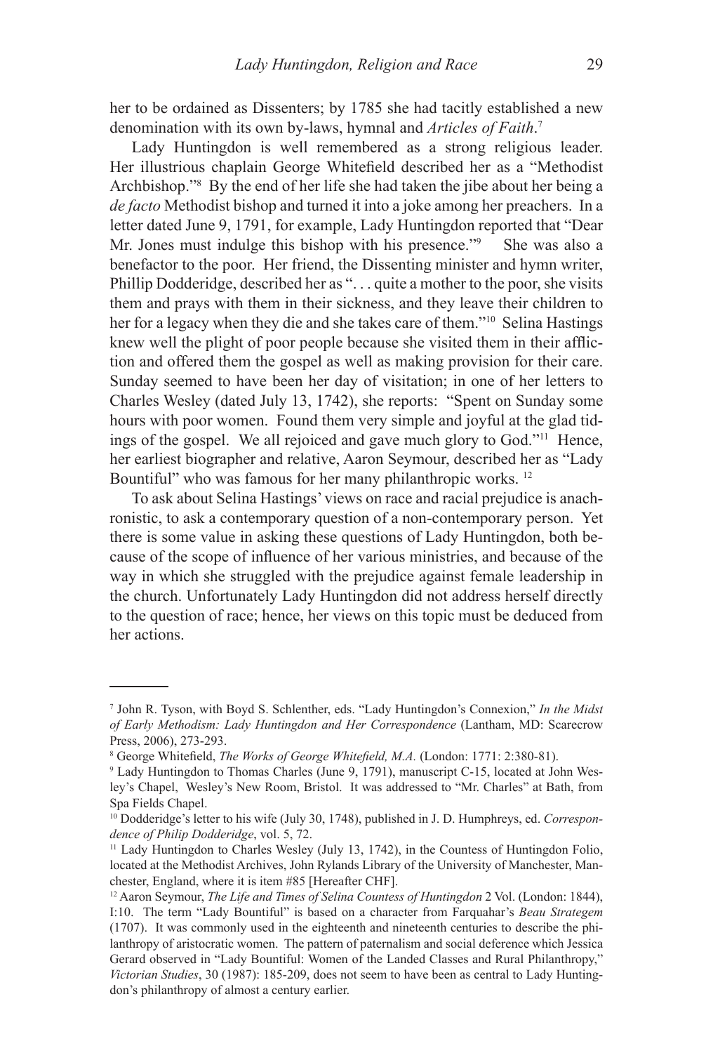her to be ordained as Dissenters; by 1785 she had tacitly established a new denomination with its own by-laws, hymnal and *Articles of Faith*.[7]

Lady Huntingdon is well remembered as a strong religious leader. Her illustrious chaplain George Whitefield described her as a "Methodist Archbishop."[8] By the end of her life she had taken the jibe about her being a *de facto* Methodist bishop and turned it into a joke among her preachers. In a letter dated June 9, 1791, for example, Lady Huntingdon reported that "Dear Mr. Jones must indulge this bishop with his presence."[9] She was also a benefactor to the poor. Her friend, the Dissenting minister and hymn writer, Phillip Dodderidge, described her as ". . . quite a mother to the poor, she visits them and prays with them in their sickness, and they leave their children to her for a legacy when they die and she takes care of them."[10] Selina Hastings knew well the plight of poor people because she visited them in their affliction and offered them the gospel as well as making provision for their care. Sunday seemed to have been her day of visitation; in one of her letters to Charles Wesley (dated July 13, 1742), she reports: "Spent on Sunday some hours with poor women. Found them very simple and joyful at the glad tidings of the gospel. We all rejoiced and gave much glory to God."[11] Hence, her earliest biographer and relative, Aaron Seymour, described her as "Lady Bountiful" who was famous for her many philanthropic works.[12]

To ask about Selina Hastings' views on race and racial prejudice is anachronistic, to ask a contemporary question of a non-contemporary person. Yet there is some value in asking these questions of Lady Huntingdon, both because of the scope of influence of her various ministries, and because of the way in which she struggled with the prejudice against female leadership in the church. Unfortunately Lady Huntingdon did not address herself directly to the question of race; hence, her views on this topic must be deduced from her actions.

---

[7] John R. Tyson, with Boyd S. Schlenther, eds. "Lady Huntingdon's Connexion," *In the Midst of Early Methodism: Lady Huntingdon and Her Correspondence* (Lantham, MD: Scarecrow Press, 2006), 273-293.

[8] George Whitefield, *The Works of George Whitefield, M.A.* (London: 1771: 2:380-81).

[9] Lady Huntingdon to Thomas Charles (June 9, 1791), manuscript C-15, located at John Wesley's Chapel, Wesley's New Room, Bristol. It was addressed to "Mr. Charles" at Bath, from Spa Fields Chapel.

[10] Dodderidge's letter to his wife (July 30, 1748), published in J. D. Humphreys, ed. *Correspondence of Philip Dodderidge*, vol. 5, 72.

[11] Lady Huntingdon to Charles Wesley (July 13, 1742), in the Countess of Huntingdon Folio, located at the Methodist Archives, John Rylands Library of the University of Manchester, Manchester, England, where it is item #85 [Hereafter CHF].

[12] Aaron Seymour, *The Life and Times of Selina Countess of Huntingdon* 2 Vol. (London: 1844), I:10. The term "Lady Bountiful" is based on a character from Farquahar's *Beau Strategem* (1707). It was commonly used in the eighteenth and nineteenth centuries to describe the philanthropy of aristocratic women. The pattern of paternalism and social deference which Jessica Gerard observed in "Lady Bountiful: Women of the Landed Classes and Rural Philanthropy," *Victorian Studies*, 30 (1987): 185-209, does not seem to have been as central to Lady Huntingdon's philanthropy of almost a century earlier.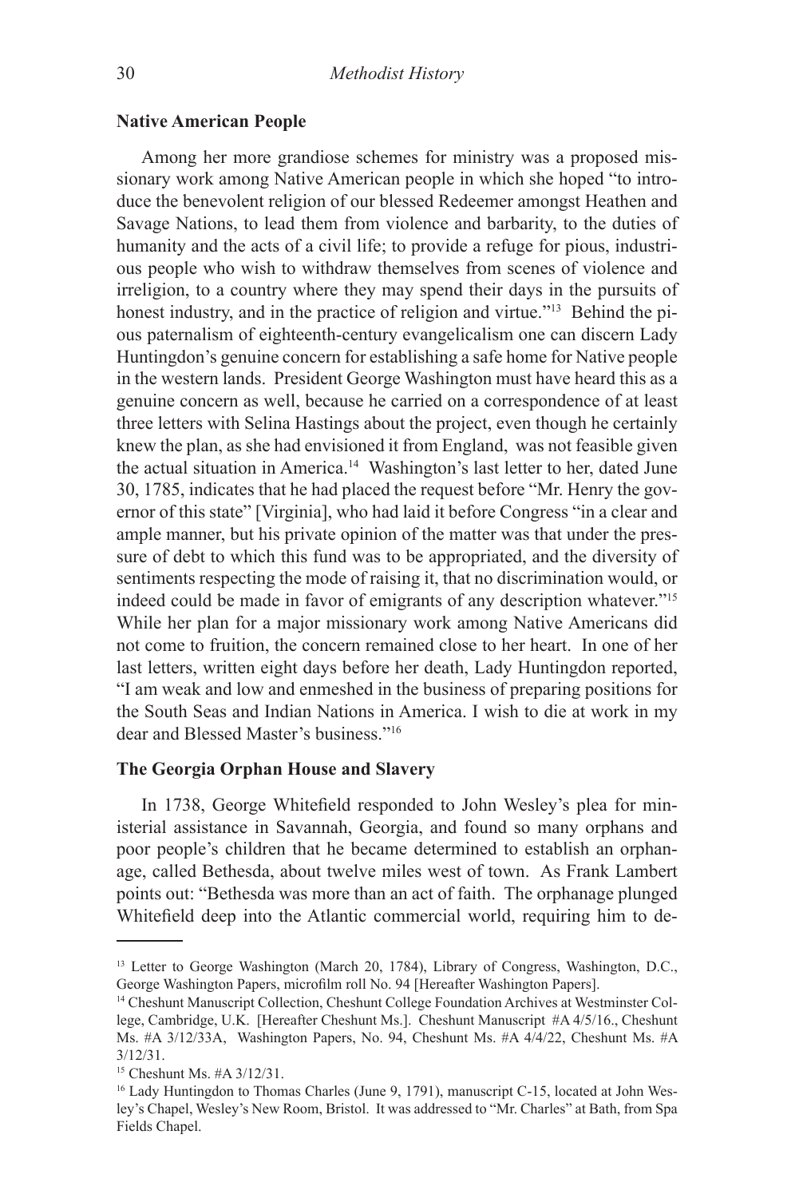**Native American People**

Among her more grandiose schemes for ministry was a proposed missionary work among Native American people in which she hoped "to introduce the benevolent religion of our blessed Redeemer amongst Heathen and Savage Nations, to lead them from violence and barbarity, to the duties of humanity and the acts of a civil life; to provide a refuge for pious, industrious people who wish to withdraw themselves from scenes of violence and irreligion, to a country where they may spend their days in the pursuits of honest industry, and in the practice of religion and virtue."[13] Behind the pious paternalism of eighteenth-century evangelicalism one can discern Lady Huntingdon's genuine concern for establishing a safe home for Native people in the western lands. President George Washington must have heard this as a genuine concern as well, because he carried on a correspondence of at least three letters with Selina Hastings about the project, even though he certainly knew the plan, as she had envisioned it from England, was not feasible given the actual situation in America.[14] Washington's last letter to her, dated June 30, 1785, indicates that he had placed the request before "Mr. Henry the governor of this state" [Virginia], who had laid it before Congress "in a clear and ample manner, but his private opinion of the matter was that under the pressure of debt to which this fund was to be appropriated, and the diversity of sentiments respecting the mode of raising it, that no discrimination would, or indeed could be made in favor of emigrants of any description whatever."[15] While her plan for a major missionary work among Native Americans did not come to fruition, the concern remained close to her heart. In one of her last letters, written eight days before her death, Lady Huntingdon reported, "I am weak and low and enmeshed in the business of preparing positions for the South Seas and Indian Nations in America. I wish to die at work in my dear and Blessed Master's business."[16]

**The Georgia Orphan House and Slavery**

In 1738, George Whitefield responded to John Wesley's plea for ministerial assistance in Savannah, Georgia, and found so many orphans and poor people's children that he became determined to establish an orphanage, called Bethesda, about twelve miles west of town. As Frank Lambert points out: "Bethesda was more than an act of faith. The orphanage plunged Whitefield deep into the Atlantic commercial world, requiring him to de-

---

[13] Letter to George Washington (March 20, 1784), Library of Congress, Washington, D.C., George Washington Papers, microfilm roll No. 94 [Hereafter Washington Papers].

[14] Cheshunt Manuscript Collection, Cheshunt College Foundation Archives at Westminster College, Cambridge, U.K. [Hereafter Cheshunt Ms.]. Cheshunt Manuscript #A 4/5/16., Cheshunt Ms. #A 3/12/33A, Washington Papers, No. 94, Cheshunt Ms. #A 4/4/22, Cheshunt Ms. #A 3/12/31.

[15] Cheshunt Ms. #A 3/12/31.

[16] Lady Huntingdon to Thomas Charles (June 9, 1791), manuscript C-15, located at John Wesley's Chapel, Wesley's New Room, Bristol. It was addressed to "Mr. Charles" at Bath, from Spa Fields Chapel.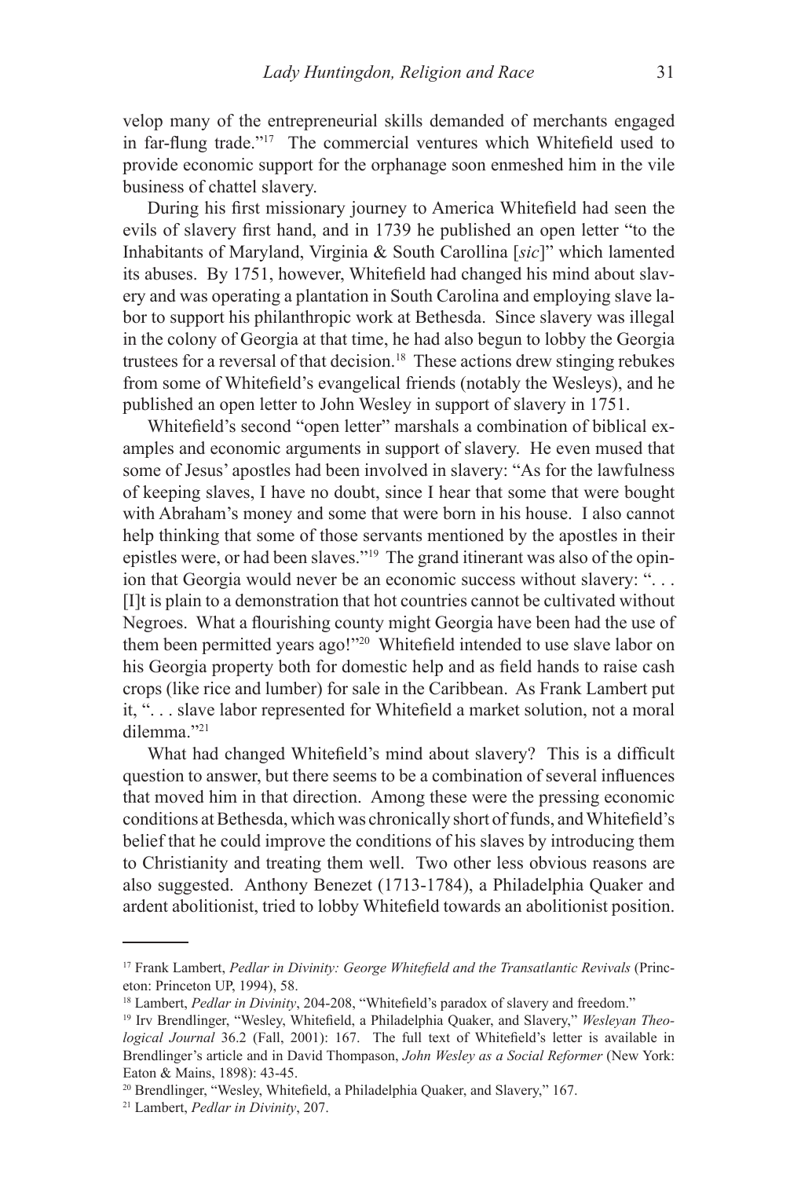velop many of the entrepreneurial skills demanded of merchants engaged in far-flung trade."[17] The commercial ventures which Whitefield used to provide economic support for the orphanage soon enmeshed him in the vile business of chattel slavery.

During his first missionary journey to America Whitefield had seen the evils of slavery first hand, and in 1739 he published an open letter "to the Inhabitants of Maryland, Virginia & South Carollina [*sic*]" which lamented its abuses. By 1751, however, Whitefield had changed his mind about slavery and was operating a plantation in South Carolina and employing slave labor to support his philanthropic work at Bethesda. Since slavery was illegal in the colony of Georgia at that time, he had also begun to lobby the Georgia trustees for a reversal of that decision.[18] These actions drew stinging rebukes from some of Whitefield's evangelical friends (notably the Wesleys), and he published an open letter to John Wesley in support of slavery in 1751.

Whitefield's second "open letter" marshals a combination of biblical examples and economic arguments in support of slavery. He even mused that some of Jesus' apostles had been involved in slavery: "As for the lawfulness of keeping slaves, I have no doubt, since I hear that some that were bought with Abraham's money and some that were born in his house. I also cannot help thinking that some of those servants mentioned by the apostles in their epistles were, or had been slaves."[19] The grand itinerant was also of the opinion that Georgia would never be an economic success without slavery: ". . . [I]t is plain to a demonstration that hot countries cannot be cultivated without Negroes. What a flourishing county might Georgia have been had the use of them been permitted years ago!"[20] Whitefield intended to use slave labor on his Georgia property both for domestic help and as field hands to raise cash crops (like rice and lumber) for sale in the Caribbean. As Frank Lambert put it, ". . . slave labor represented for Whitefield a market solution, not a moral dilemma."[21]

What had changed Whitefield's mind about slavery? This is a difficult question to answer, but there seems to be a combination of several influences that moved him in that direction. Among these were the pressing economic conditions at Bethesda, which was chronically short of funds, and Whitefield's belief that he could improve the conditions of his slaves by introducing them to Christianity and treating them well. Two other less obvious reasons are also suggested. Anthony Benezet (1713-1784), a Philadelphia Quaker and ardent abolitionist, tried to lobby Whitefield towards an abolitionist position.

---

[17] Frank Lambert, *Pedlar in Divinity: George Whitefield and the Transatlantic Revivals* (Princeton: Princeton UP, 1994), 58.

[18] Lambert, *Pedlar in Divinity*, 204-208, "Whitefield's paradox of slavery and freedom."

[19] Irv Brendlinger, "Wesley, Whitefield, a Philadelphia Quaker, and Slavery," *Wesleyan Theological Journal* 36.2 (Fall, 2001): 167. The full text of Whitefield's letter is available in Brendlinger's article and in David Thompson, *John Wesley as a Social Reformer* (New York: Eaton & Mains, 1898): 43-45.

[20] Brendlinger, "Wesley, Whitefield, a Philadelphia Quaker, and Slavery," 167.

[21] Lambert, *Pedlar in Divinity*, 207.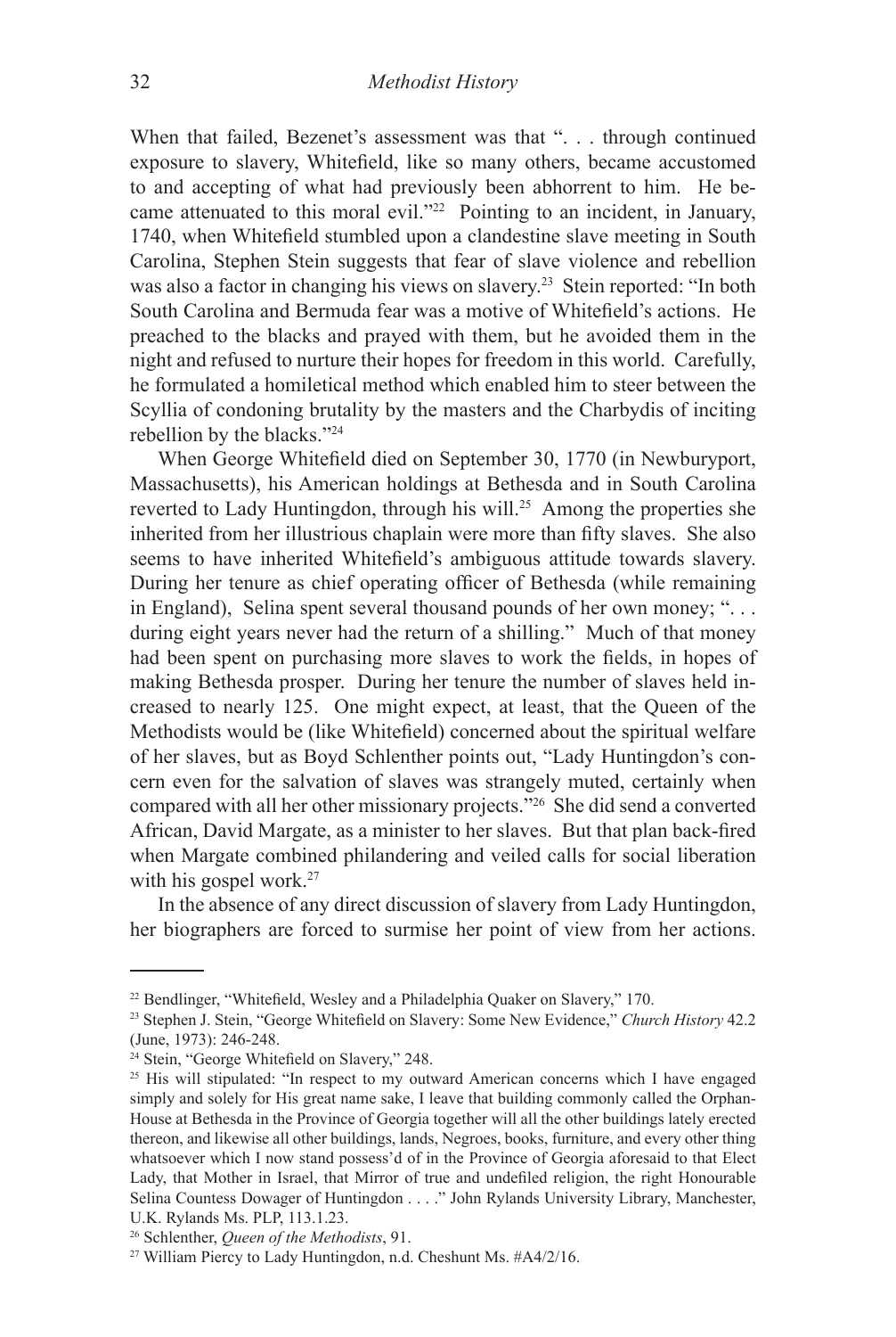When that failed, Bezenet's assessment was that ". . . through continued exposure to slavery, Whitefield, like so many others, became accustomed to and accepting of what had previously been abhorrent to him. He became attenuated to this moral evil."[22] Pointing to an incident, in January, 1740, when Whitefield stumbled upon a clandestine slave meeting in South Carolina, Stephen Stein suggests that fear of slave violence and rebellion was also a factor in changing his views on slavery.[23] Stein reported: "In both South Carolina and Bermuda fear was a motive of Whitefield's actions. He preached to the blacks and prayed with them, but he avoided them in the night and refused to nurture their hopes for freedom in this world. Carefully, he formulated a homiletical method which enabled him to steer between the Scyllia of condoning brutality by the masters and the Charbydis of inciting rebellion by the blacks."[24]

When George Whitefield died on September 30, 1770 (in Newburyport, Massachusetts), his American holdings at Bethesda and in South Carolina reverted to Lady Huntingdon, through his will.[25] Among the properties she inherited from her illustrious chaplain were more than fifty slaves. She also seems to have inherited Whitefield's ambiguous attitude towards slavery. During her tenure as chief operating officer of Bethesda (while remaining in England), Selina spent several thousand pounds of her own money; ". . . during eight years never had the return of a shilling." Much of that money had been spent on purchasing more slaves to work the fields, in hopes of making Bethesda prosper. During her tenure the number of slaves held increased to nearly 125. One might expect, at least, that the Queen of the Methodists would be (like Whitefield) concerned about the spiritual welfare of her slaves, but as Boyd Schlenther points out, "Lady Huntingdon's concern even for the salvation of slaves was strangely muted, certainly when compared with all her other missionary projects."[26] She did send a converted African, David Margate, as a minister to her slaves. But that plan back-fired when Margate combined philandering and veiled calls for social liberation with his gospel work.[27]

In the absence of any direct discussion of slavery from Lady Huntingdon, her biographers are forced to surmise her point of view from her actions.

---

[22] Bendlinger, "Whitefield, Wesley and a Philadelphia Quaker on Slavery," 170.

[23] Stephen J. Stein, "George Whitefield on Slavery: Some New Evidence," *Church History* 42.2 (June, 1973): 246-248.

[24] Stein, "George Whitefield on Slavery," 248.

[25] His will stipulated: "In respect to my outward American concerns which I have engaged simply and solely for His great name sake, I leave that building commonly called the Orphan-House at Bethesda in the Province of Georgia together will all the other buildings lately erected thereon, and likewise all other buildings, lands, Negroes, books, furniture, and every other thing whatsoever which I now stand possess'd of in the Province of Georgia aforesaid to that Elect Lady, that Mother in Israel, that Mirror of true and undefiled religion, the right Honourable Selina Countess Dowager of Huntingdon . . . ." John Rylands University Library, Manchester, U.K. Rylands Ms. PLP, 113.1.23.

[26] Schlenther, *Queen of the Methodists*, 91.

[27] William Piercy to Lady Huntingdon, n.d. Cheshunt Ms. #A4/2/16.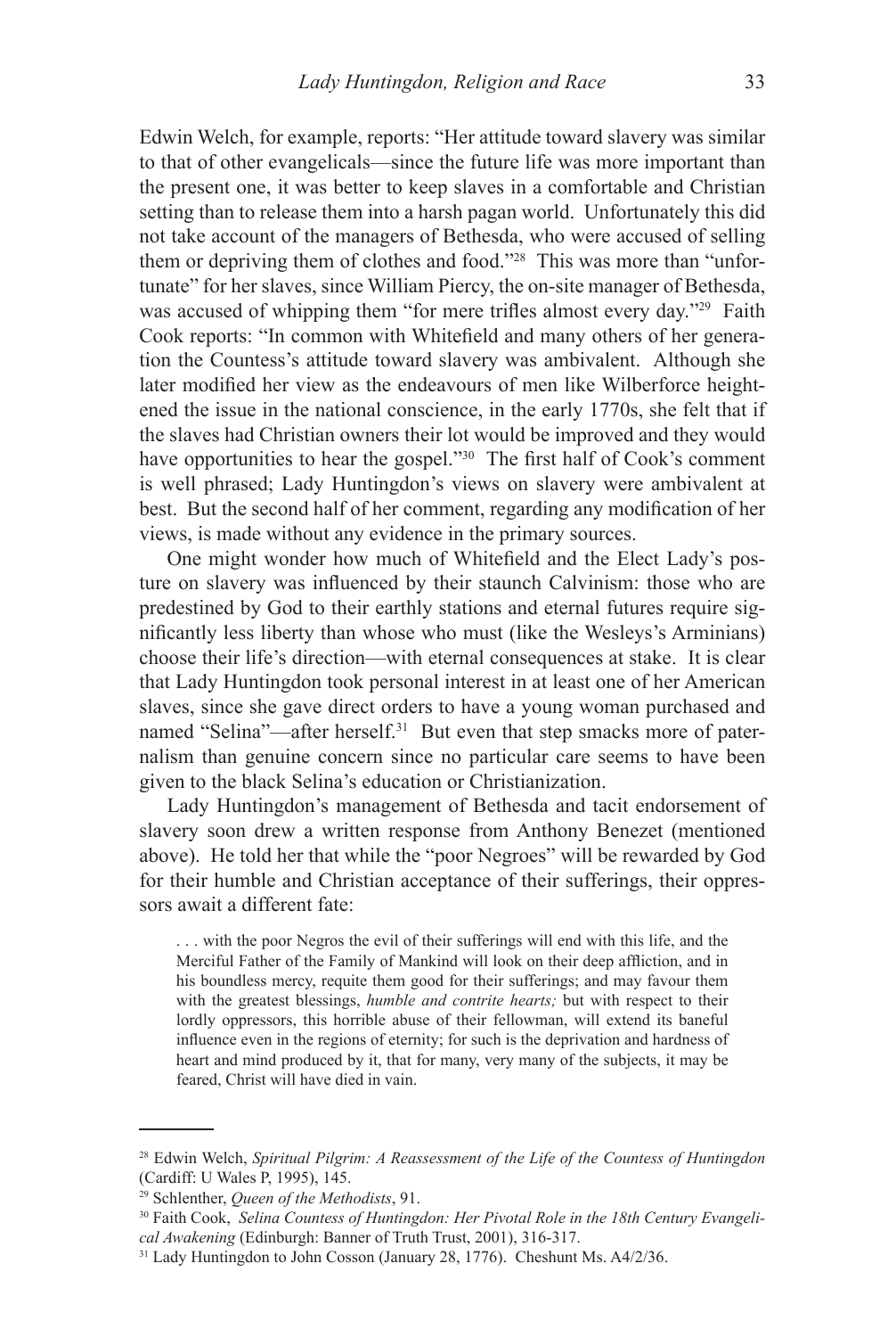Edwin Welch, for example, reports: "Her attitude toward slavery was similar to that of other evangelicals—since the future life was more important than the present one, it was better to keep slaves in a comfortable and Christian setting than to release them into a harsh pagan world. Unfortunately this did not take account of the managers of Bethesda, who were accused of selling them or depriving them of clothes and food."[28] This was more than "unfortunate" for her slaves, since William Piercy, the on-site manager of Bethesda, was accused of whipping them "for mere trifles almost every day."[29] Faith Cook reports: "In common with Whitefield and many others of her generation the Countess's attitude toward slavery was ambivalent. Although she later modified her view as the endeavours of men like Wilberforce heightened the issue in the national conscience, in the early 1770s, she felt that if the slaves had Christian owners their lot would be improved and they would have opportunities to hear the gospel."[30] The first half of Cook's comment is well phrased; Lady Huntingdon's views on slavery were ambivalent at best. But the second half of her comment, regarding any modification of her views, is made without any evidence in the primary sources.

One might wonder how much of Whitefield and the Elect Lady's posture on slavery was influenced by their staunch Calvinism: those who are predestined by God to their earthly stations and eternal futures require significantly less liberty than whose who must (like the Wesleys's Arminians) choose their life's direction—with eternal consequences at stake. It is clear that Lady Huntingdon took personal interest in at least one of her American slaves, since she gave direct orders to have a young woman purchased and named "Selina"—after herself.[31] But even that step smacks more of paternalism than genuine concern since no particular care seems to have been given to the black Selina's education or Christianization.

Lady Huntingdon's management of Bethesda and tacit endorsement of slavery soon drew a written response from Anthony Benezet (mentioned above). He told her that while the "poor Negroes" will be rewarded by God for their humble and Christian acceptance of their sufferings, their oppressors await a different fate:

> . . . with the poor Negros the evil of their sufferings will end with this life, and the Merciful Father of the Family of Mankind will look on their deep affliction, and in his boundless mercy, requite them good for their sufferings; and may favour them with the greatest blessings, *humble and contrite hearts;* but with respect to their lordly oppressors, this horrible abuse of their fellowman, will extend its baneful influence even in the regions of eternity; for such is the deprivation and hardness of heart and mind produced by it, that for many, very many of the subjects, it may be feared, Christ will have died in vain.

---

[28] Edwin Welch, *Spiritual Pilgrim: A Reassessment of the Life of the Countess of Huntingdon* (Cardiff: U Wales P, 1995), 145.

[29] Schlenther, *Queen of the Methodists*, 91.

[30] Faith Cook, *Selina Countess of Huntingdon: Her Pivotal Role in the 18th Century Evangelical Awakening* (Edinburgh: Banner of Truth Trust, 2001), 316-317.

[31] Lady Huntingdon to John Cosson (January 28, 1776). Cheshunt Ms. A4/2/36.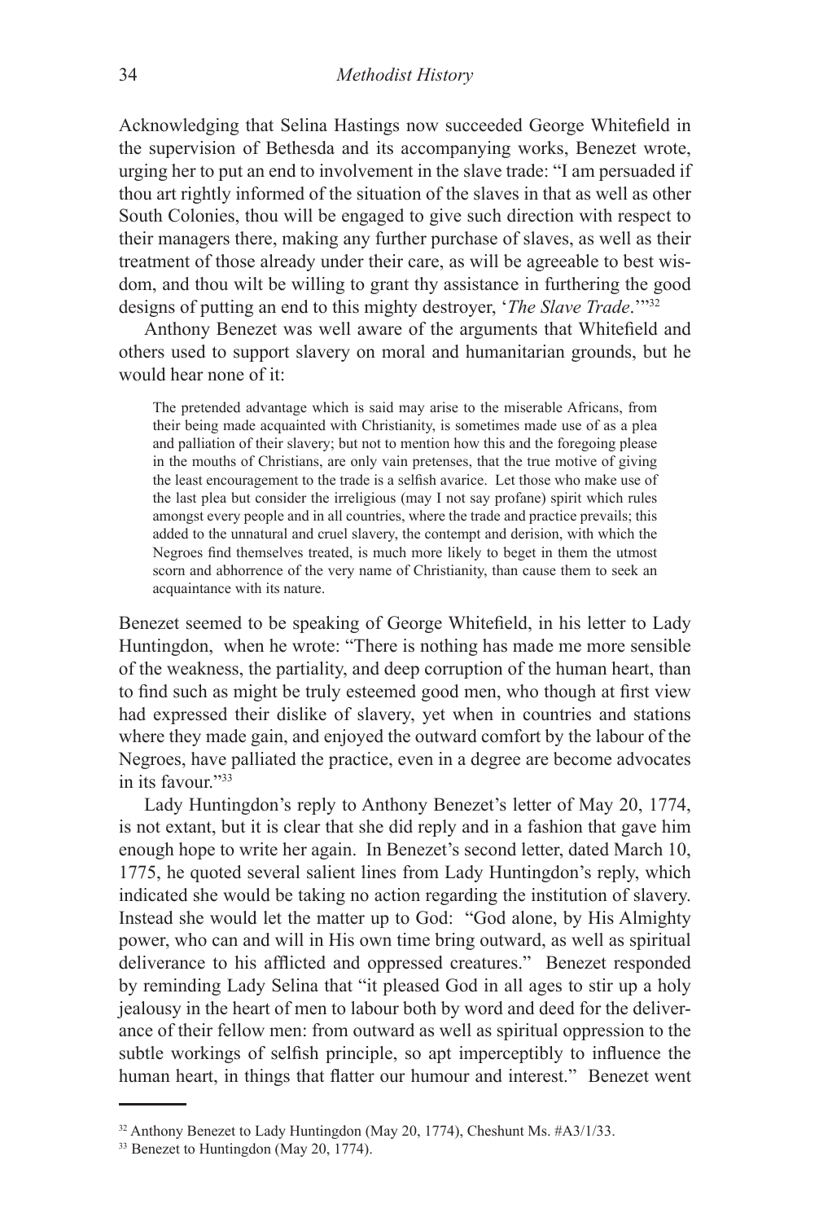Acknowledging that Selina Hastings now succeeded George Whitefield in the supervision of Bethesda and its accompanying works, Benezet wrote, urging her to put an end to involvement in the slave trade: "I am persuaded if thou art rightly informed of the situation of the slaves in that as well as other South Colonies, thou will be engaged to give such direction with respect to their managers there, making any further purchase of slaves, as well as their treatment of those already under their care, as will be agreeable to best wisdom, and thou wilt be willing to grant thy assistance in furthering the good designs of putting an end to this mighty destroyer, '*The Slave Trade*.'"[32]

Anthony Benezet was well aware of the arguments that Whitefield and others used to support slavery on moral and humanitarian grounds, but he would hear none of it:

> The pretended advantage which is said may arise to the miserable Africans, from their being made acquainted with Christianity, is sometimes made use of as a plea and palliation of their slavery; but not to mention how this and the foregoing please in the mouths of Christians, are only vain pretenses, that the true motive of giving the least encouragement to the trade is a selfish avarice. Let those who make use of the last plea but consider the irreligious (may I not say profane) spirit which rules amongst every people and in all countries, where the trade and practice prevails; this added to the unnatural and cruel slavery, the contempt and derision, with which the Negroes find themselves treated, is much more likely to beget in them the utmost scorn and abhorrence of the very name of Christianity, than cause them to seek an acquaintance with its nature.

Benezet seemed to be speaking of George Whitefield, in his letter to Lady Huntingdon, when he wrote: "There is nothing has made me more sensible of the weakness, the partiality, and deep corruption of the human heart, than to find such as might be truly esteemed good men, who though at first view had expressed their dislike of slavery, yet when in countries and stations where they made gain, and enjoyed the outward comfort by the labour of the Negroes, have palliated the practice, even in a degree are become advocates in its favour."[33]

Lady Huntingdon's reply to Anthony Benezet's letter of May 20, 1774, is not extant, but it is clear that she did reply and in a fashion that gave him enough hope to write her again. In Benezet's second letter, dated March 10, 1775, he quoted several salient lines from Lady Huntingdon's reply, which indicated she would be taking no action regarding the institution of slavery. Instead she would let the matter up to God: "God alone, by His Almighty power, who can and will in His own time bring outward, as well as spiritual deliverance to his afflicted and oppressed creatures." Benezet responded by reminding Lady Selina that "it pleased God in all ages to stir up a holy jealousy in the heart of men to labour both by word and deed for the deliverance of their fellow men: from outward as well as spiritual oppression to the subtle workings of selfish principle, so apt imperceptibly to influence the human heart, in things that flatter our humour and interest." Benezet went

---

[32] Anthony Benezet to Lady Huntingdon (May 20, 1774), Cheshunt Ms. #A3/1/33.

[33] Benezet to Huntingdon (May 20, 1774).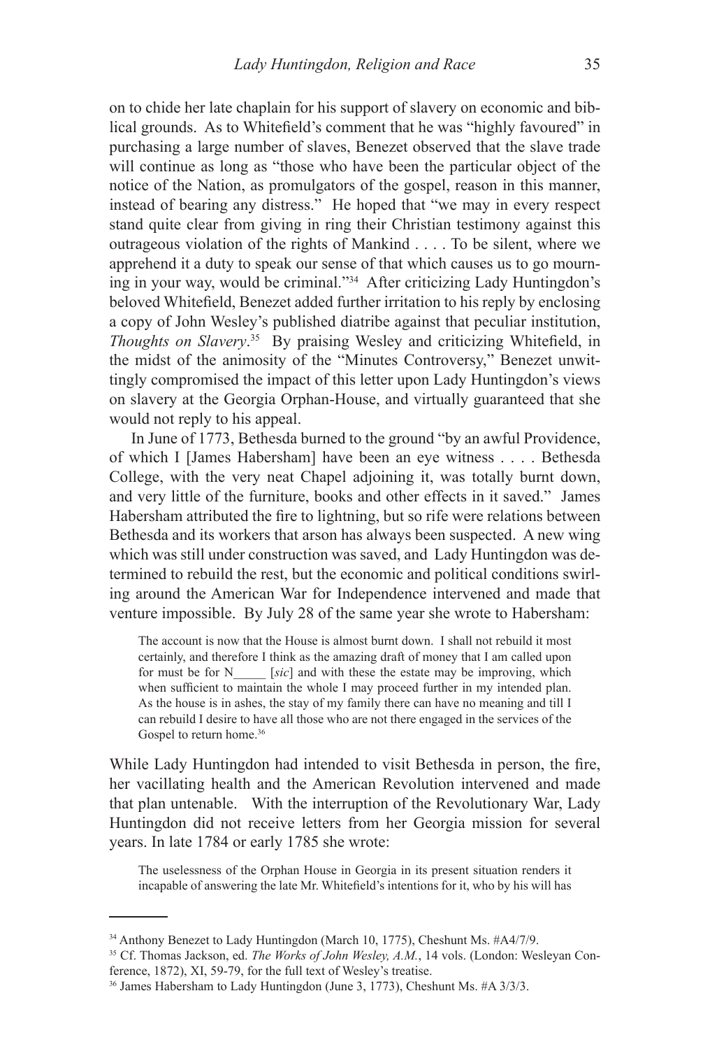on to chide her late chaplain for his support of slavery on economic and biblical grounds. As to Whitefield's comment that he was "highly favoured" in purchasing a large number of slaves, Benezet observed that the slave trade will continue as long as "those who have been the particular object of the notice of the Nation, as promulgators of the gospel, reason in this manner, instead of bearing any distress." He hoped that "we may in every respect stand quite clear from giving in ring their Christian testimony against this outrageous violation of the rights of Mankind . . . . To be silent, where we apprehend it a duty to speak our sense of that which causes us to go mourning in your way, would be criminal."[34] After criticizing Lady Huntingdon's beloved Whitefield, Benezet added further irritation to his reply by enclosing a copy of John Wesley's published diatribe against that peculiar institution, *Thoughts on Slavery*.[35] By praising Wesley and criticizing Whitefield, in the midst of the animosity of the "Minutes Controversy," Benezet unwittingly compromised the impact of this letter upon Lady Huntingdon's views on slavery at the Georgia Orphan-House, and virtually guaranteed that she would not reply to his appeal.

In June of 1773, Bethesda burned to the ground "by an awful Providence, of which I [James Habersham] have been an eye witness . . . . Bethesda College, with the very neat Chapel adjoining it, was totally burnt down, and very little of the furniture, books and other effects in it saved." James Habersham attributed the fire to lightning, but so rife were relations between Bethesda and its workers that arson has always been suspected. A new wing which was still under construction was saved, and Lady Huntingdon was determined to rebuild the rest, but the economic and political conditions swirling around the American War for Independence intervened and made that venture impossible. By July 28 of the same year she wrote to Habersham:

> The account is now that the House is almost burnt down. I shall not rebuild it most certainly, and therefore I think as the amazing draft of money that I am called upon for must be for N_____ [*sic*] and with these the estate may be improving, which when sufficient to maintain the whole I may proceed further in my intended plan. As the house is in ashes, the stay of my family there can have no meaning and till I can rebuild I desire to have all those who are not there engaged in the services of the Gospel to return home.[36]

While Lady Huntingdon had intended to visit Bethesda in person, the fire, her vacillating health and the American Revolution intervened and made that plan untenable. With the interruption of the Revolutionary War, Lady Huntingdon did not receive letters from her Georgia mission for several years. In late 1784 or early 1785 she wrote:

> The uselessness of the Orphan House in Georgia in its present situation renders it incapable of answering the late Mr. Whitefield's intentions for it, who by his will has

---

[34] Anthony Benezet to Lady Huntingdon (March 10, 1775), Cheshunt Ms. #A4/7/9.

[35] Cf. Thomas Jackson, ed. *The Works of John Wesley, A.M.*, 14 vols. (London: Wesleyan Conference, 1872), XI, 59-79, for the full text of Wesley's treatise.

[36] James Habersham to Lady Huntingdon (June 3, 1773), Cheshunt Ms. #A 3/3/3.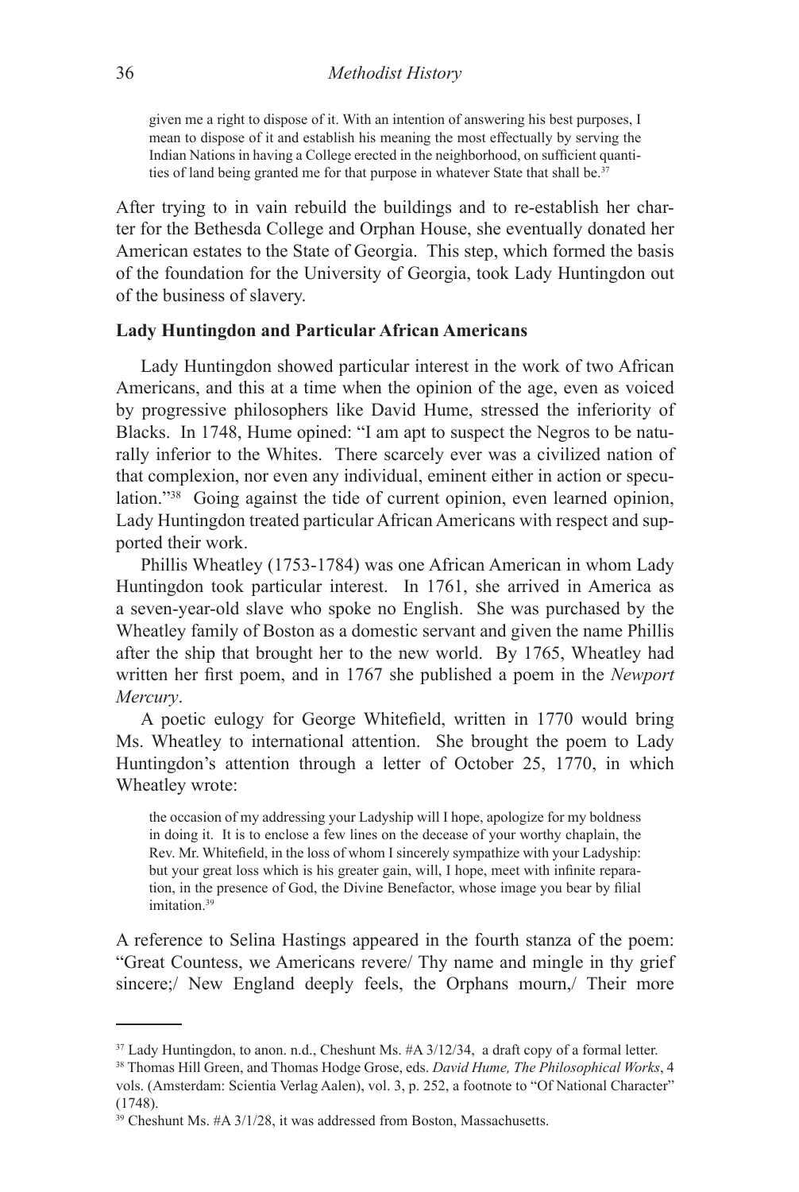> given me a right to dispose of it. With an intention of answering his best purposes, I mean to dispose of it and establish his meaning the most effectually by serving the Indian Nations in having a College erected in the neighborhood, on sufficient quantities of land being granted me for that purpose in whatever State that shall be.[37]

After trying to in vain rebuild the buildings and to re-establish her charter for the Bethesda College and Orphan House, she eventually donated her American estates to the State of Georgia. This step, which formed the basis of the foundation for the University of Georgia, took Lady Huntingdon out of the business of slavery.

**Lady Huntingdon and Particular African Americans**

Lady Huntingdon showed particular interest in the work of two African Americans, and this at a time when the opinion of the age, even as voiced by progressive philosophers like David Hume, stressed the inferiority of Blacks. In 1748, Hume opined: "I am apt to suspect the Negros to be naturally inferior to the Whites. There scarcely ever was a civilized nation of that complexion, nor even any individual, eminent either in action or speculation."[38] Going against the tide of current opinion, even learned opinion, Lady Huntingdon treated particular African Americans with respect and supported their work.

Phillis Wheatley (1753-1784) was one African American in whom Lady Huntingdon took particular interest. In 1761, she arrived in America as a seven-year-old slave who spoke no English. She was purchased by the Wheatley family of Boston as a domestic servant and given the name Phillis after the ship that brought her to the new world. By 1765, Wheatley had written her first poem, and in 1767 she published a poem in the *Newport Mercury*.

A poetic eulogy for George Whitefield, written in 1770 would bring Ms. Wheatley to international attention. She brought the poem to Lady Huntingdon's attention through a letter of October 25, 1770, in which Wheatley wrote:

> the occasion of my addressing your Ladyship will I hope, apologize for my boldness in doing it. It is to enclose a few lines on the decease of your worthy chaplain, the Rev. Mr. Whitefield, in the loss of whom I sincerely sympathize with your Ladyship: but your great loss which is his greater gain, will, I hope, meet with infinite reparation, in the presence of God, the Divine Benefactor, whose image you bear by filial imitation.[39]

A reference to Selina Hastings appeared in the fourth stanza of the poem: "Great Countess, we Americans revere/ Thy name and mingle in thy grief sincere;/ New England deeply feels, the Orphans mourn,/ Their more

---

[37] Lady Huntingdon, to anon. n.d., Cheshunt Ms. #A 3/12/34, a draft copy of a formal letter.

[38] Thomas Hill Green, and Thomas Hodge Grose, eds. *David Hume, The Philosophical Works*, 4 vols. (Amsterdam: Scientia Verlag Aalen), vol. 3, p. 252, a footnote to "Of National Character" (1748).

[39] Cheshunt Ms. #A 3/1/28, it was addressed from Boston, Massachusetts.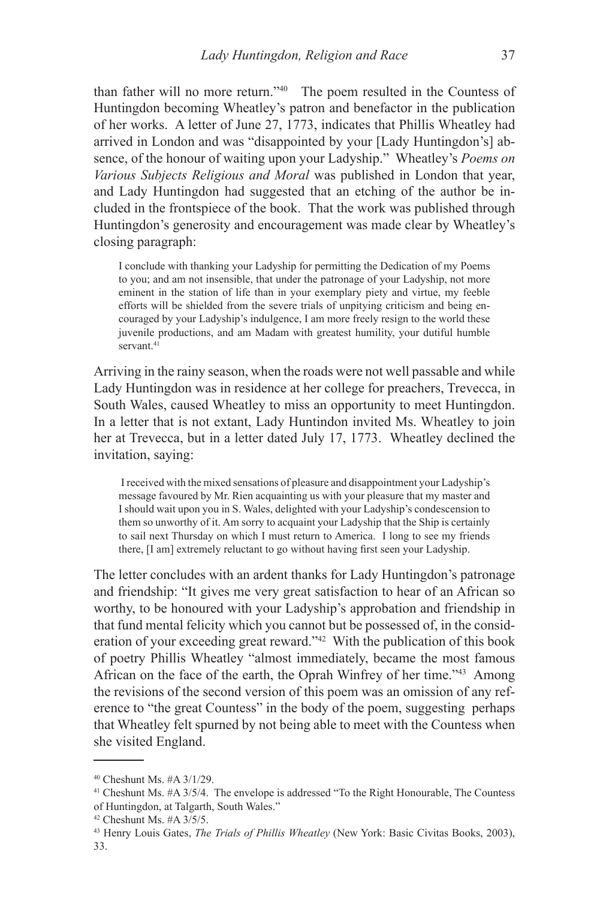than father will no more return."[40] The poem resulted in the Countess of Huntingdon becoming Wheatley's patron and benefactor in the publication of her works. A letter of June 27, 1773, indicates that Phillis Wheatley had arrived in London and was "disappointed by your [Lady Huntingdon's] absence, of the honour of waiting upon your Ladyship." Wheatley's *Poems on Various Subjects Religious and Moral* was published in London that year, and Lady Huntingdon had suggested that an etching of the author be included in the frontspiece of the book. That the work was published through Huntingdon's generosity and encouragement was made clear by Wheatley's closing paragraph:

> I conclude with thanking your Ladyship for permitting the Dedication of my Poems to you; and am not insensible, that under the patronage of your Ladyship, not more eminent in the station of life than in your exemplary piety and virtue, my feeble efforts will be shielded from the severe trials of unpitying criticism and being encouraged by your Ladyship's indulgence, I am more freely resign to the world these juvenile productions, and am Madam with greatest humility, your dutiful humble servant.[41]

Arriving in the rainy season, when the roads were not well passable and while Lady Huntingdon was in residence at her college for preachers, Trevecca, in South Wales, caused Wheatley to miss an opportunity to meet Huntingdon. In a letter that is not extant, Lady Huntindon invited Ms. Wheatley to join her at Trevecca, but in a letter dated July 17, 1773. Wheatley declined the invitation, saying:

> I received with the mixed sensations of pleasure and disappointment your Ladyship's message favoured by Mr. Rien acquainting us with your pleasure that my master and I should wait upon you in S. Wales, delighted with your Ladyship's condescension to them so unworthy of it. Am sorry to acquaint your Ladyship that the Ship is certainly to sail next Thursday on which I must return to America. I long to see my friends there, [I am] extremely reluctant to go without having first seen your Ladyship.

The letter concludes with an ardent thanks for Lady Huntingdon's patronage and friendship: "It gives me very great satisfaction to hear of an African so worthy, to be honoured with your Ladyship's approbation and friendship in that fund mental felicity which you cannot but be possessed of, in the consideration of your exceeding great reward."[42] With the publication of this book of poetry Phillis Wheatley "almost immediately, became the most famous African on the face of the earth, the Oprah Winfrey of her time."[43] Among the revisions of the second version of this poem was an omission of any reference to "the great Countess" in the body of the poem, suggesting perhaps that Wheatley felt spurned by not being able to meet with the Countess when she visited England.

---

[40] Cheshunt Ms. #A 3/1/29.

[41] Cheshunt Ms. #A 3/5/4. The envelope is addressed "To the Right Honourable, The Countess of Huntingdon, at Talgarth, South Wales."

[42] Cheshunt Ms. #A 3/5/5.

[43] Henry Louis Gates, *The Trials of Phillis Wheatley* (New York: Basic Civitas Books, 2003), 33.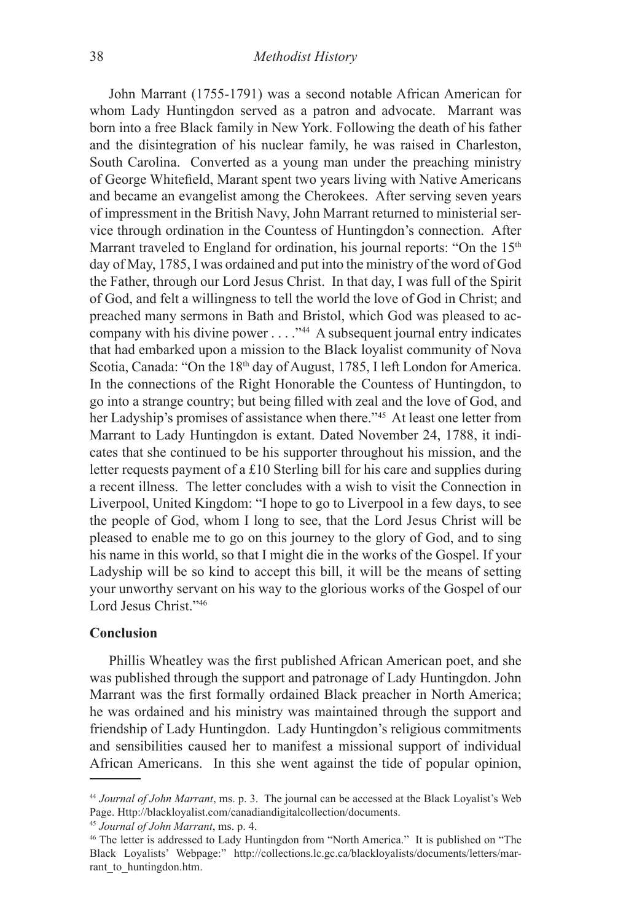John Marrant (1755-1791) was a second notable African American for whom Lady Huntingdon served as a patron and advocate. Marrant was born into a free Black family in New York. Following the death of his father and the disintegration of his nuclear family, he was raised in Charleston, South Carolina. Converted as a young man under the preaching ministry of George Whitefield, Marant spent two years living with Native Americans and became an evangelist among the Cherokees. After serving seven years of impressment in the British Navy, John Marrant returned to ministerial service through ordination in the Countess of Huntingdon's connection. After Marrant traveled to England for ordination, his journal reports: "On the 15th day of May, 1785, I was ordained and put into the ministry of the word of God the Father, through our Lord Jesus Christ. In that day, I was full of the Spirit of God, and felt a willingness to tell the world the love of God in Christ; and preached many sermons in Bath and Bristol, which God was pleased to accompany with his divine power . . . ."[44] A subsequent journal entry indicates that had embarked upon a mission to the Black loyalist community of Nova Scotia, Canada: "On the 18th day of August, 1785, I left London for America. In the connections of the Right Honorable the Countess of Huntingdon, to go into a strange country; but being filled with zeal and the love of God, and her Ladyship's promises of assistance when there."[45] At least one letter from Marrant to Lady Huntingdon is extant. Dated November 24, 1788, it indicates that she continued to be his supporter throughout his mission, and the letter requests payment of a £10 Sterling bill for his care and supplies during a recent illness. The letter concludes with a wish to visit the Connection in Liverpool, United Kingdom: "I hope to go to Liverpool in a few days, to see the people of God, whom I long to see, that the Lord Jesus Christ will be pleased to enable me to go on this journey to the glory of God, and to sing his name in this world, so that I might die in the works of the Gospel. If your Ladyship will be so kind to accept this bill, it will be the means of setting your unworthy servant on his way to the glorious works of the Gospel of our Lord Jesus Christ."[46]

### Conclusion

Phillis Wheatley was the first published African American poet, and she was published through the support and patronage of Lady Huntingdon. John Marrant was the first formally ordained Black preacher in North America; he was ordained and his ministry was maintained through the support and friendship of Lady Huntingdon. Lady Huntingdon's religious commitments and sensibilities caused her to manifest a missional support of individual African Americans. In this she went against the tide of popular opinion,

---

[44] *Journal of John Marrant*, ms. p. 3. The journal can be accessed at the Black Loyalist's Web Page. Http://blackloyalist.com/canadiandigitalcollection/documents.

[45] *Journal of John Marrant*, ms. p. 4.

[46] The letter is addressed to Lady Huntingdon from "North America." It is published on "The Black Loyalists' Webpage:" http://collections.lc.gc.ca/blackloyalists/documents/letters/marrant_to_huntingdon.htm.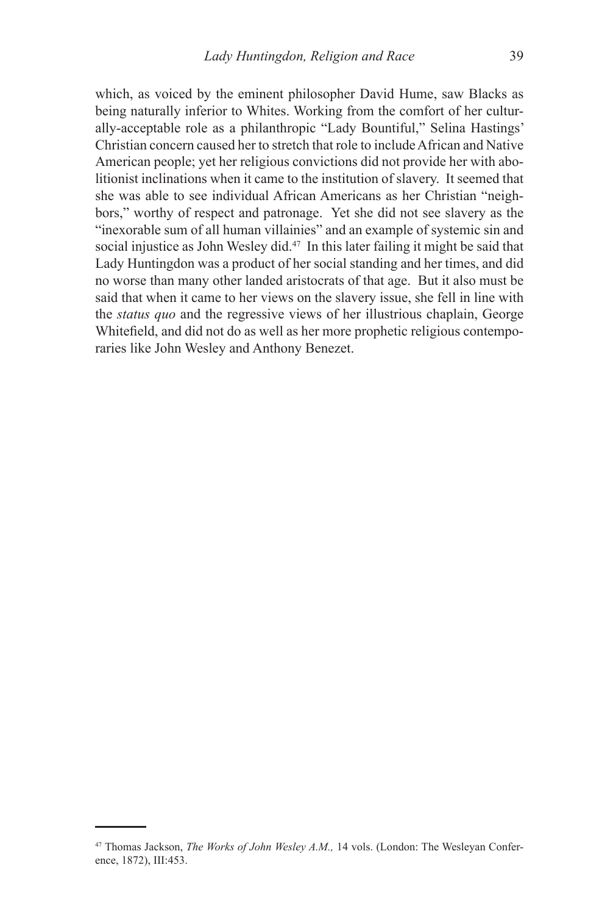which, as voiced by the eminent philosopher David Hume, saw Blacks as being naturally inferior to Whites. Working from the comfort of her culturally-acceptable role as a philanthropic "Lady Bountiful," Selina Hastings' Christian concern caused her to stretch that role to include African and Native American people; yet her religious convictions did not provide her with abolitionist inclinations when it came to the institution of slavery. It seemed that she was able to see individual African Americans as her Christian "neighbors," worthy of respect and patronage. Yet she did not see slavery as the "inexorable sum of all human villainies" and an example of systemic sin and social injustice as John Wesley did.[47] In this later failing it might be said that Lady Huntingdon was a product of her social standing and her times, and did no worse than many other landed aristocrats of that age. But it also must be said that when it came to her views on the slavery issue, she fell in line with the *status quo* and the regressive views of her illustrious chaplain, George Whitefield, and did not do as well as her more prophetic religious contemporaries like John Wesley and Anthony Benezet.

[47] Thomas Jackson, *The Works of John Wesley A.M.,* 14 vols. (London: The Wesleyan Conference, 1872), III:453.